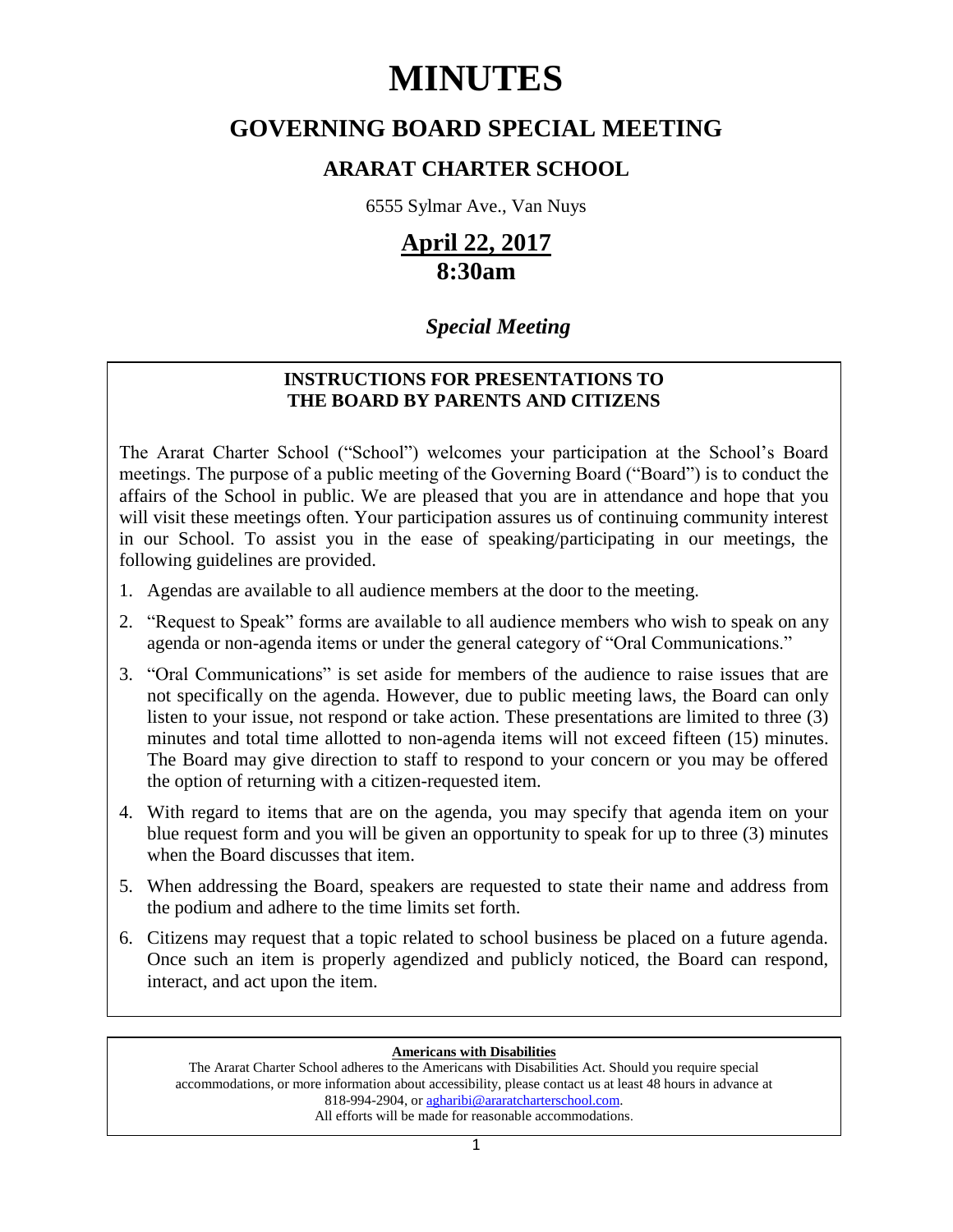# MINUTES

## GOVERNING BOARD SPECIAL MEETING

### ARARAT CHARTER SCHOOL

6555 Sylmar Ave., Van Nuys

**April 22, 2017**
**8:30am**

***Special Meeting***

**INSTRUCTIONS FOR PRESENTATIONS TO THE BOARD BY PARENTS AND CITIZENS**

The Ararat Charter School ("School") welcomes your participation at the School's Board meetings. The purpose of a public meeting of the Governing Board ("Board") is to conduct the affairs of the School in public. We are pleased that you are in attendance and hope that you will visit these meetings often. Your participation assures us of continuing community interest in our School. To assist you in the ease of speaking/participating in our meetings, the following guidelines are provided.

1. Agendas are available to all audience members at the door to the meeting.
2. "Request to Speak" forms are available to all audience members who wish to speak on any agenda or non-agenda items or under the general category of "Oral Communications."
3. "Oral Communications" is set aside for members of the audience to raise issues that are not specifically on the agenda. However, due to public meeting laws, the Board can only listen to your issue, not respond or take action. These presentations are limited to three (3) minutes and total time allotted to non-agenda items will not exceed fifteen (15) minutes. The Board may give direction to staff to respond to your concern or you may be offered the option of returning with a citizen-requested item.
4. With regard to items that are on the agenda, you may specify that agenda item on your blue request form and you will be given an opportunity to speak for up to three (3) minutes when the Board discusses that item.
5. When addressing the Board, speakers are requested to state their name and address from the podium and adhere to the time limits set forth.
6. Citizens may request that a topic related to school business be placed on a future agenda. Once such an item is properly agendized and publicly noticed, the Board can respond, interact, and act upon the item.

**Americans with Disabilities**

The Ararat Charter School adheres to the Americans with Disabilities Act. Should you require special accommodations, or more information about accessibility, please contact us at least 48 hours in advance at 818-994-2904, or agharibi@araratcharterschool.com.
All efforts will be made for reasonable accommodations.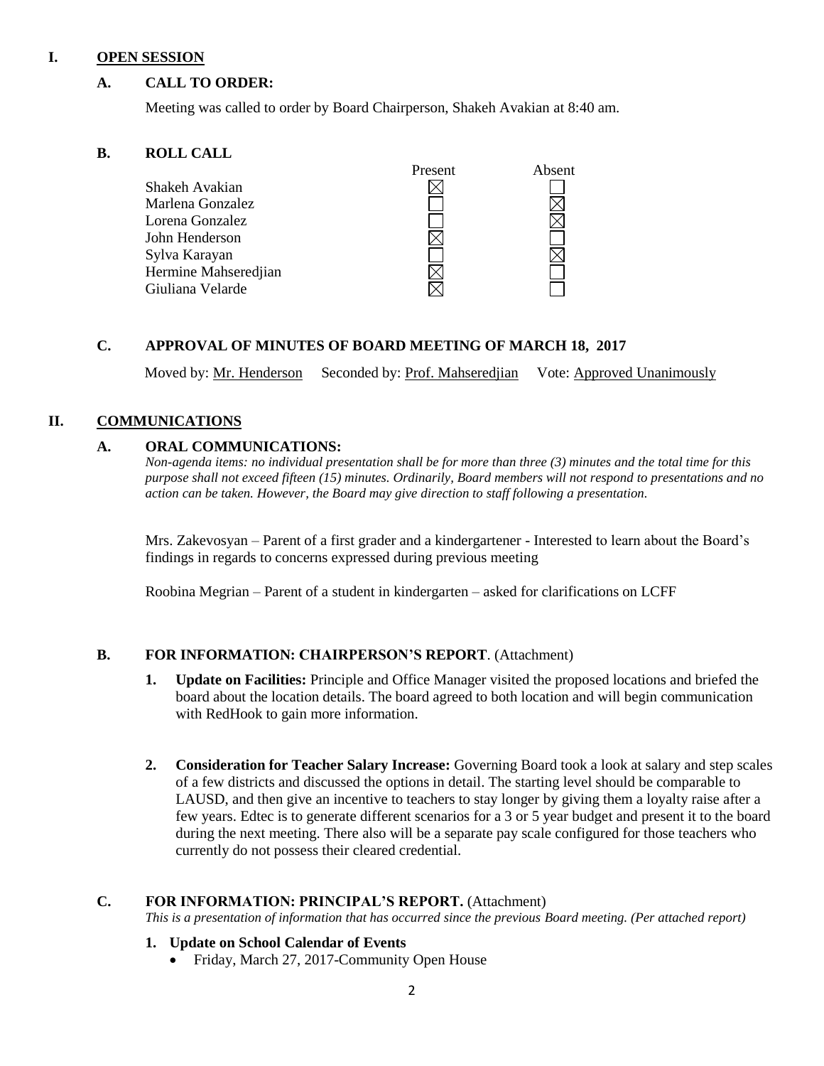## I. OPEN SESSION

### A. CALL TO ORDER:

Meeting was called to order by Board Chairperson, Shakeh Avakian at 8:40 am.

### B. ROLL CALL

| | Present | Absent |
|---|---|---|
| Shakeh Avakian | ☒ | ☐ |
| Marlena Gonzalez | ☐ | ☒ |
| Lorena Gonzalez | ☐ | ☒ |
| John Henderson | ☒ | ☐ |
| Sylva Karayan | ☐ | ☒ |
| Hermine Mahseredjian | ☒ | ☐ |
| Giuliana Velarde | ☒ | ☐ |

### C. APPROVAL OF MINUTES OF BOARD MEETING OF MARCH 18, 2017

Moved by: Mr. Henderson Seconded by: Prof. Mahseredjian Vote: Approved Unanimously

## II. COMMUNICATIONS

### A. ORAL COMMUNICATIONS:

*Non-agenda items: no individual presentation shall be for more than three (3) minutes and the total time for this purpose shall not exceed fifteen (15) minutes. Ordinarily, Board members will not respond to presentations and no action can be taken. However, the Board may give direction to staff following a presentation.*

Mrs. Zakevosyan – Parent of a first grader and a kindergartener - Interested to learn about the Board's findings in regards to concerns expressed during previous meeting

Roobina Megrian – Parent of a student in kindergarten – asked for clarifications on LCFF

### B. FOR INFORMATION: CHAIRPERSON'S REPORT. (Attachment)

1. **Update on Facilities:** Principle and Office Manager visited the proposed locations and briefed the board about the location details. The board agreed to both location and will begin communication with RedHook to gain more information.

2. **Consideration for Teacher Salary Increase:** Governing Board took a look at salary and step scales of a few districts and discussed the options in detail. The starting level should be comparable to LAUSD, and then give an incentive to teachers to stay longer by giving them a loyalty raise after a few years. Edtec is to generate different scenarios for a 3 or 5 year budget and present it to the board during the next meeting. There also will be a separate pay scale configured for those teachers who currently do not possess their cleared credential.

### C. FOR INFORMATION: PRINCIPAL'S REPORT. (Attachment)

*This is a presentation of information that has occurred since the previous Board meeting. (Per attached report)*

1. **Update on School Calendar of Events**
   - Friday, March 27, 2017-Community Open House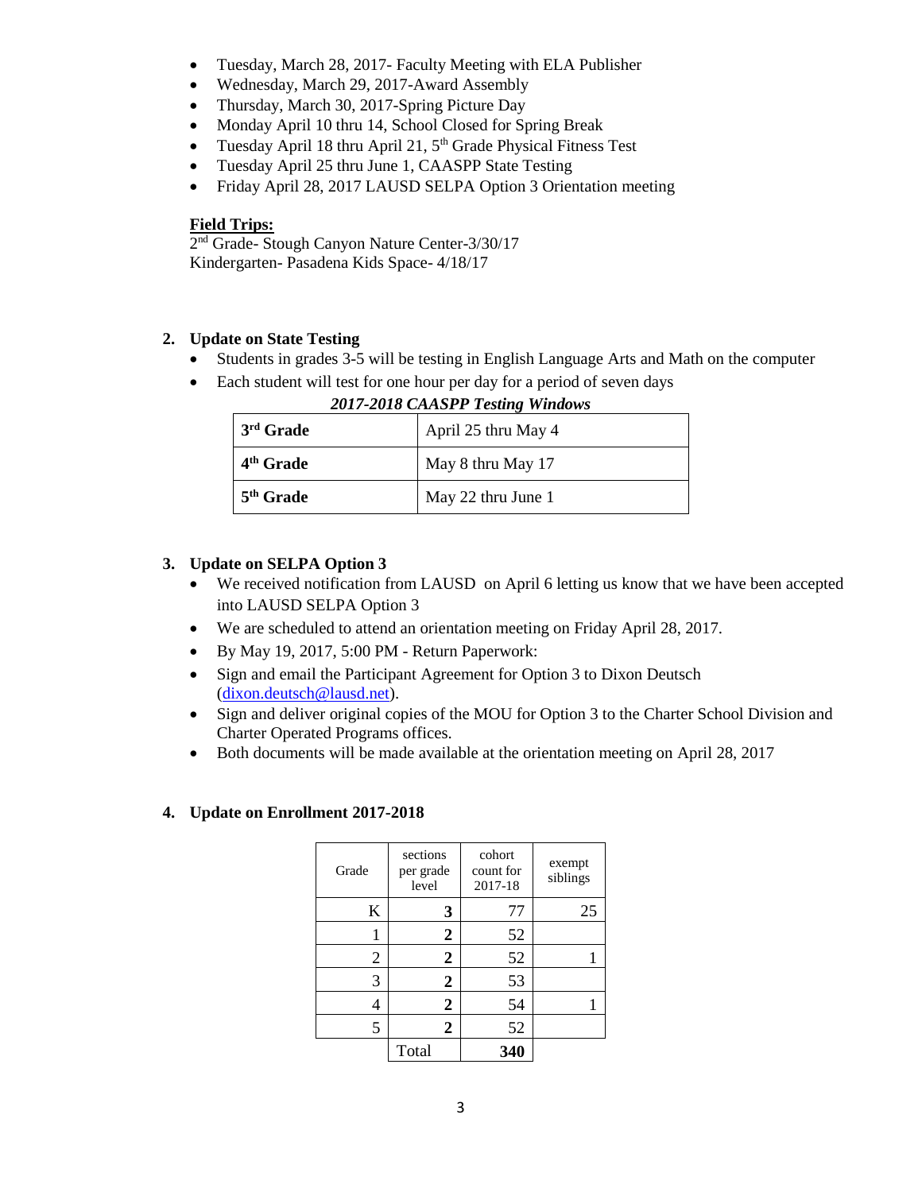- Tuesday, March 28, 2017- Faculty Meeting with ELA Publisher
- Wednesday, March 29, 2017-Award Assembly
- Thursday, March 30, 2017-Spring Picture Day
- Monday April 10 thru 14, School Closed for Spring Break
- Tuesday April 18 thru April 21, 5th Grade Physical Fitness Test
- Tuesday April 25 thru June 1, CAASPP State Testing
- Friday April 28, 2017 LAUSD SELPA Option 3 Orientation meeting

**Field Trips:**
2nd Grade- Stough Canyon Nature Center-3/30/17
Kindergarten- Pasadena Kids Space- 4/18/17

## 2. Update on State Testing

- Students in grades 3-5 will be testing in English Language Arts and Math on the computer
- Each student will test for one hour per day for a period of seven days

***2017-2018 CAASPP Testing Windows***

| | |
|---|---|
| **3rd Grade** | April 25 thru May 4 |
| **4th Grade** | May 8 thru May 17 |
| **5th Grade** | May 22 thru June 1 |

## 3. Update on SELPA Option 3

- We received notification from LAUSD on April 6 letting us know that we have been accepted into LAUSD SELPA Option 3
- We are scheduled to attend an orientation meeting on Friday April 28, 2017.
- By May 19, 2017, 5:00 PM - Return Paperwork:
- Sign and email the Participant Agreement for Option 3 to Dixon Deutsch (dixon.deutsch@lausd.net).
- Sign and deliver original copies of the MOU for Option 3 to the Charter School Division and Charter Operated Programs offices.
- Both documents will be made available at the orientation meeting on April 28, 2017

## 4. Update on Enrollment 2017-2018

| Grade | sections per grade level | cohort count for 2017-18 | exempt siblings |
|---|---|---|---|
| K | **3** | 77 | 25 |
| 1 | **2** | 52 | |
| 2 | **2** | 52 | 1 |
| 3 | **2** | 53 | |
| 4 | **2** | 54 | 1 |
| 5 | **2** | 52 | |
| | Total | **340** | |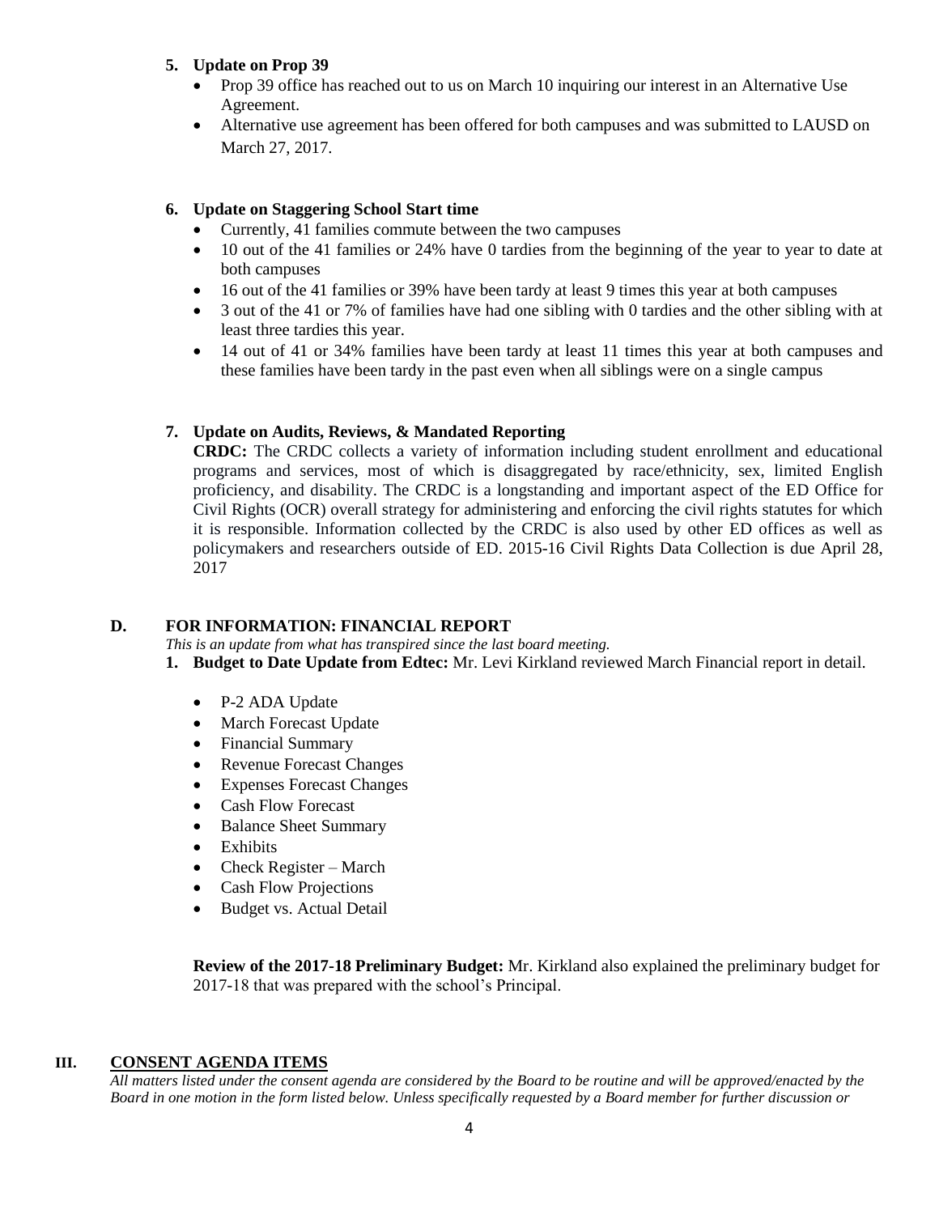**5. Update on Prop 39**

- Prop 39 office has reached out to us on March 10 inquiring our interest in an Alternative Use Agreement.
- Alternative use agreement has been offered for both campuses and was submitted to LAUSD on March 27, 2017.

**6. Update on Staggering School Start time**

- Currently, 41 families commute between the two campuses
- 10 out of the 41 families or 24% have 0 tardies from the beginning of the year to year to date at both campuses
- 16 out of the 41 families or 39% have been tardy at least 9 times this year at both campuses
- 3 out of the 41 or 7% of families have had one sibling with 0 tardies and the other sibling with at least three tardies this year.
- 14 out of 41 or 34% families have been tardy at least 11 times this year at both campuses and these families have been tardy in the past even when all siblings were on a single campus

**7. Update on Audits, Reviews, & Mandated Reporting**

**CRDC:** The CRDC collects a variety of information including student enrollment and educational programs and services, most of which is disaggregated by race/ethnicity, sex, limited English proficiency, and disability. The CRDC is a longstanding and important aspect of the ED Office for Civil Rights (OCR) overall strategy for administering and enforcing the civil rights statutes for which it is responsible. Information collected by the CRDC is also used by other ED offices as well as policymakers and researchers outside of ED. 2015-16 Civil Rights Data Collection is due April 28, 2017

## D. FOR INFORMATION: FINANCIAL REPORT

*This is an update from what has transpired since the last board meeting.*

**1. Budget to Date Update from Edtec:** Mr. Levi Kirkland reviewed March Financial report in detail.

- P-2 ADA Update
- March Forecast Update
- Financial Summary
- Revenue Forecast Changes
- Expenses Forecast Changes
- Cash Flow Forecast
- Balance Sheet Summary
- Exhibits
- Check Register – March
- Cash Flow Projections
- Budget vs. Actual Detail

**Review of the 2017-18 Preliminary Budget:** Mr. Kirkland also explained the preliminary budget for 2017-18 that was prepared with the school's Principal.

## III. CONSENT AGENDA ITEMS

*All matters listed under the consent agenda are considered by the Board to be routine and will be approved/enacted by the Board in one motion in the form listed below. Unless specifically requested by a Board member for further discussion or*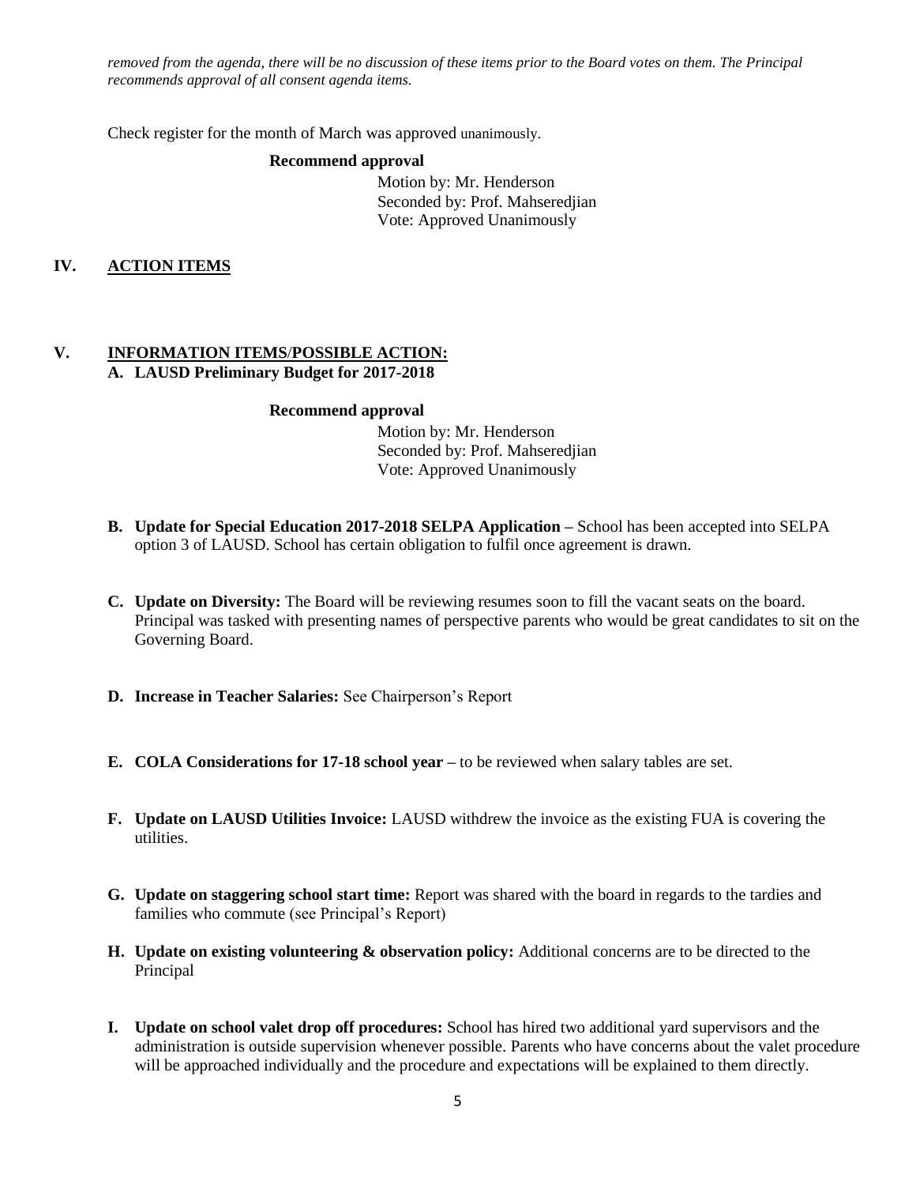*removed from the agenda, there will be no discussion of these items prior to the Board votes on them. The Principal recommends approval of all consent agenda items.*

Check register for the month of March was approved unanimously.

**Recommend approval**

Motion by: Mr. Henderson
Seconded by: Prof. Mahseredjian
Vote: Approved Unanimously

## IV. ACTION ITEMS

## V. INFORMATION ITEMS/POSSIBLE ACTION:

**A. LAUSD Preliminary Budget for 2017-2018**

**Recommend approval**

Motion by: Mr. Henderson
Seconded by: Prof. Mahseredjian
Vote: Approved Unanimously

**B. Update for Special Education 2017-2018 SELPA Application –** School has been accepted into SELPA option 3 of LAUSD. School has certain obligation to fulfil once agreement is drawn.

**C. Update on Diversity:** The Board will be reviewing resumes soon to fill the vacant seats on the board. Principal was tasked with presenting names of perspective parents who would be great candidates to sit on the Governing Board.

**D. Increase in Teacher Salaries:** See Chairperson's Report

**E. COLA Considerations for 17-18 school year –** to be reviewed when salary tables are set.

**F. Update on LAUSD Utilities Invoice:** LAUSD withdrew the invoice as the existing FUA is covering the utilities.

**G. Update on staggering school start time:** Report was shared with the board in regards to the tardies and families who commute (see Principal's Report)

**H. Update on existing volunteering & observation policy:** Additional concerns are to be directed to the Principal

**I. Update on school valet drop off procedures:** School has hired two additional yard supervisors and the administration is outside supervision whenever possible. Parents who have concerns about the valet procedure will be approached individually and the procedure and expectations will be explained to them directly.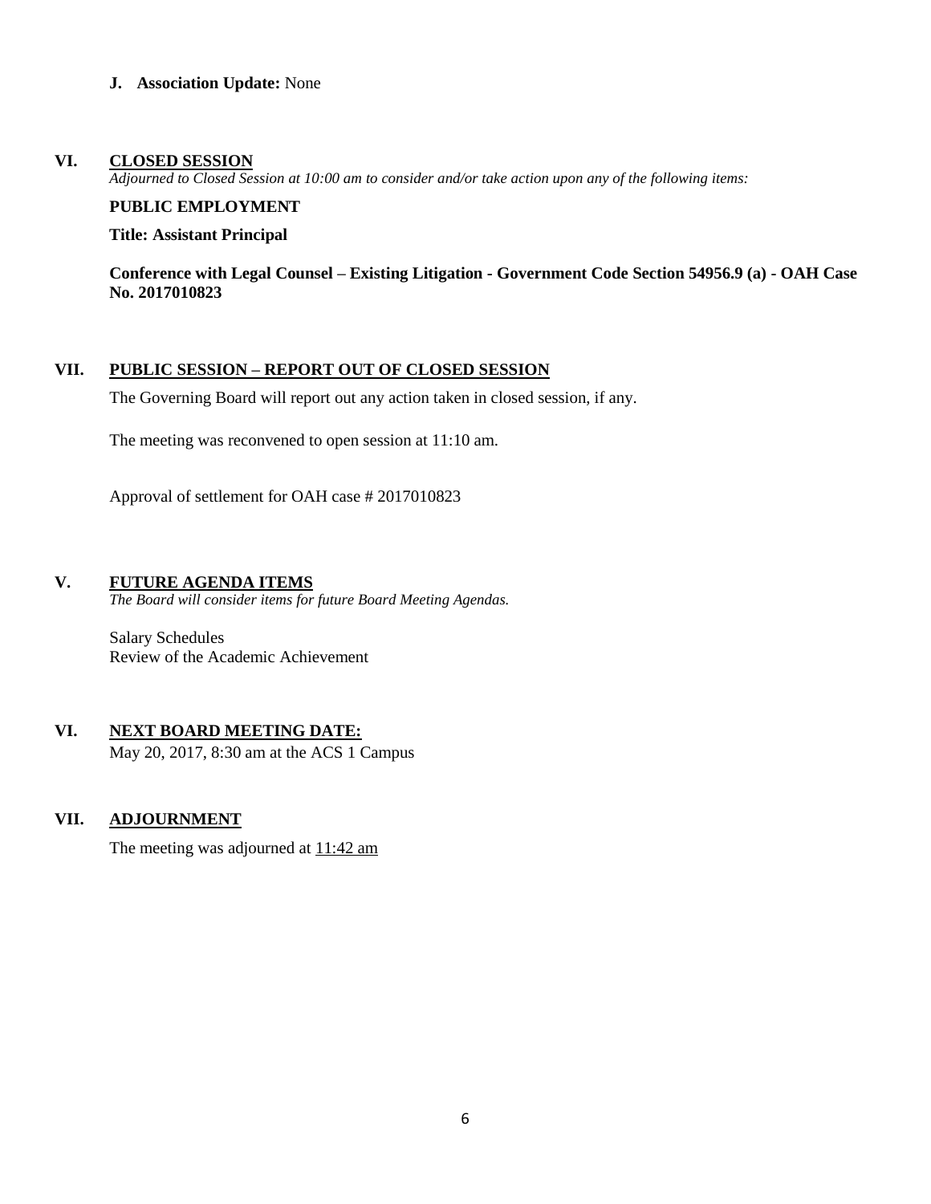**J. Association Update:** None

## VI. CLOSED SESSION

*Adjourned to Closed Session at 10:00 am to consider and/or take action upon any of the following items:*

**PUBLIC EMPLOYMENT**

**Title: Assistant Principal**

**Conference with Legal Counsel – Existing Litigation - Government Code Section 54956.9 (a) - OAH Case No. 2017010823**

## VII. PUBLIC SESSION – REPORT OUT OF CLOSED SESSION

The Governing Board will report out any action taken in closed session, if any.

The meeting was reconvened to open session at 11:10 am.

Approval of settlement for OAH case # 2017010823

## V. FUTURE AGENDA ITEMS

*The Board will consider items for future Board Meeting Agendas.*

Salary Schedules
Review of the Academic Achievement

## VI. NEXT BOARD MEETING DATE:

May 20, 2017, 8:30 am at the ACS 1 Campus

## VII. ADJOURNMENT

The meeting was adjourned at 11:42 am